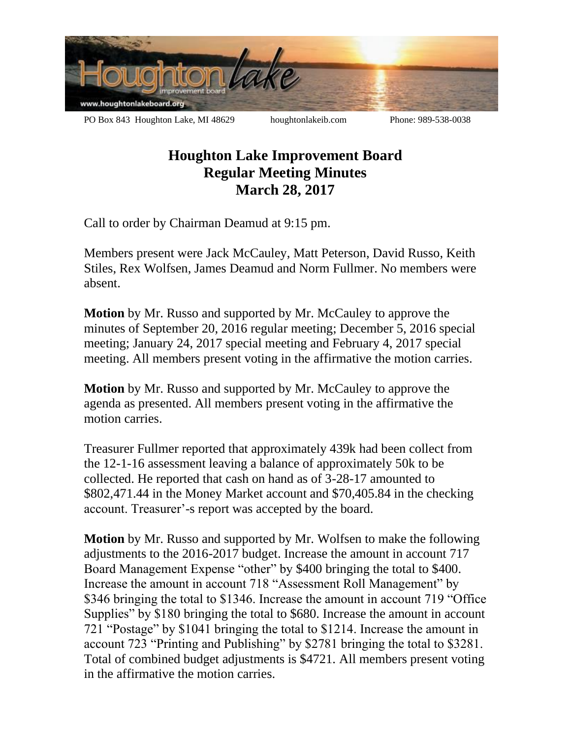PO Box 843 Houghton Lake, MI 48629 houghtonlakeib.com Phone: 989-538-0038

# Houghton Lake Improvement Board
## Regular Meeting Minutes
## March 28, 2017

Call to order by Chairman Deamud at 9:15 pm.

Members present were Jack McCauley, Matt Peterson, David Russo, Keith Stiles, Rex Wolfsen, James Deamud and Norm Fullmer. No members were absent.

**Motion** by Mr. Russo and supported by Mr. McCauley to approve the minutes of September 20, 2016 regular meeting; December 5, 2016 special meeting; January 24, 2017 special meeting and February 4, 2017 special meeting. All members present voting in the affirmative the motion carries.

**Motion** by Mr. Russo and supported by Mr. McCauley to approve the agenda as presented. All members present voting in the affirmative the motion carries.

Treasurer Fullmer reported that approximately 439k had been collect from the 12-1-16 assessment leaving a balance of approximately 50k to be collected. He reported that cash on hand as of 3-28-17 amounted to $802,471.44 in the Money Market account and $70,405.84 in the checking account. Treasurer'-s report was accepted by the board.

**Motion** by Mr. Russo and supported by Mr. Wolfsen to make the following adjustments to the 2016-2017 budget. Increase the amount in account 717 Board Management Expense "other" by $400 bringing the total to $400. Increase the amount in account 718 "Assessment Roll Management" by $346 bringing the total to $1346. Increase the amount in account 719 "Office Supplies" by $180 bringing the total to $680. Increase the amount in account 721 "Postage" by $1041 bringing the total to $1214. Increase the amount in account 723 "Printing and Publishing" by $2781 bringing the total to $3281. Total of combined budget adjustments is $4721. All members present voting in the affirmative the motion carries.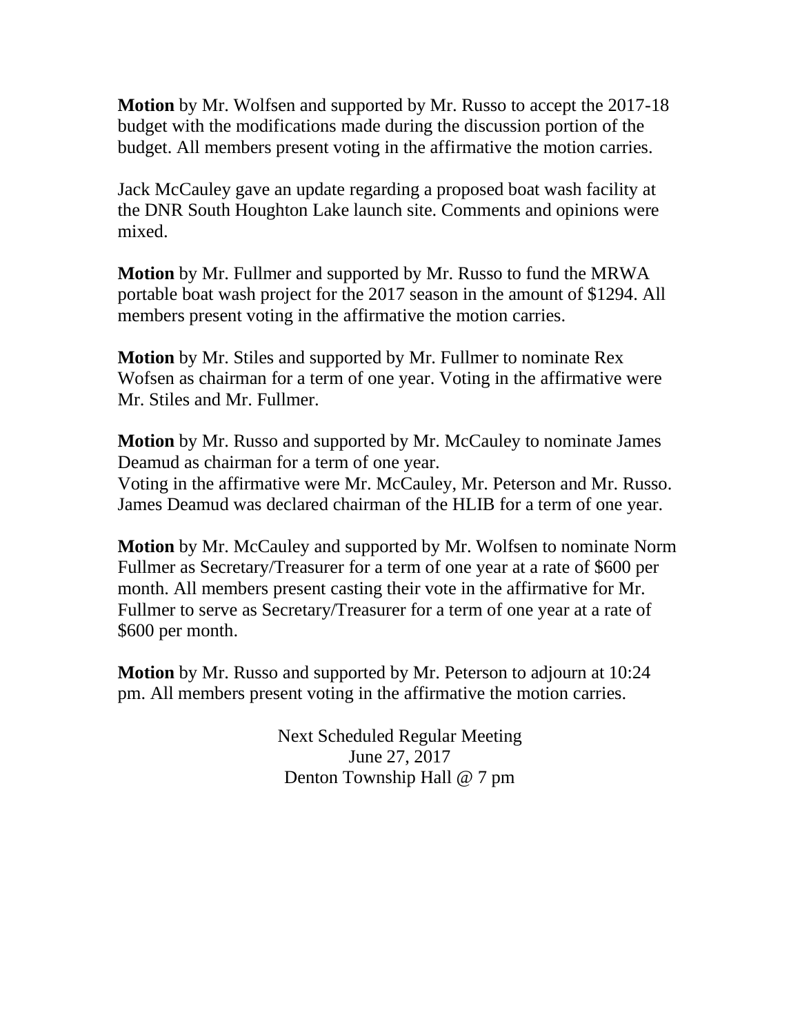**Motion** by Mr. Wolfsen and supported by Mr. Russo to accept the 2017-18 budget with the modifications made during the discussion portion of the budget. All members present voting in the affirmative the motion carries.

Jack McCauley gave an update regarding a proposed boat wash facility at the DNR South Houghton Lake launch site. Comments and opinions were mixed.

**Motion** by Mr. Fullmer and supported by Mr. Russo to fund the MRWA portable boat wash project for the 2017 season in the amount of $1294. All members present voting in the affirmative the motion carries.

**Motion** by Mr. Stiles and supported by Mr. Fullmer to nominate Rex Wofsen as chairman for a term of one year. Voting in the affirmative were Mr. Stiles and Mr. Fullmer.

**Motion** by Mr. Russo and supported by Mr. McCauley to nominate James Deamud as chairman for a term of one year.
Voting in the affirmative were Mr. McCauley, Mr. Peterson and Mr. Russo. James Deamud was declared chairman of the HLIB for a term of one year.

**Motion** by Mr. McCauley and supported by Mr. Wolfsen to nominate Norm Fullmer as Secretary/Treasurer for a term of one year at a rate of $600 per month. All members present casting their vote in the affirmative for Mr. Fullmer to serve as Secretary/Treasurer for a term of one year at a rate of $600 per month.

**Motion** by Mr. Russo and supported by Mr. Peterson to adjourn at 10:24 pm. All members present voting in the affirmative the motion carries.

Next Scheduled Regular Meeting
June 27, 2017
Denton Township Hall @ 7 pm